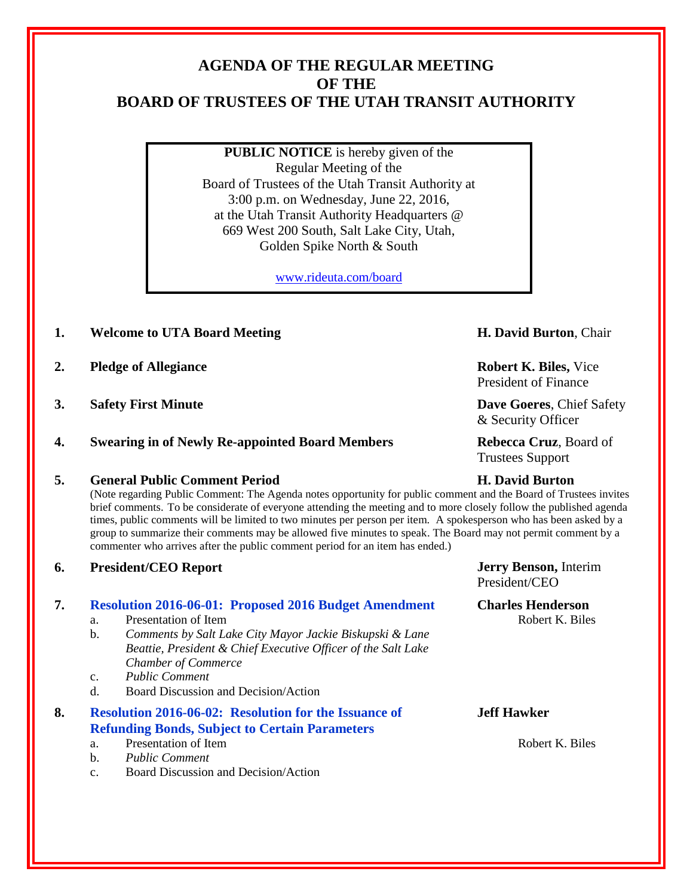# AGENDA OF THE REGULAR MEETING OF THE BOARD OF TRUSTEES OF THE UTAH TRANSIT AUTHORITY

**PUBLIC NOTICE** is hereby given of the Regular Meeting of the Board of Trustees of the Utah Transit Authority at 3:00 p.m. on Wednesday, June 22, 2016, at the Utah Transit Authority Headquarters @ 669 West 200 South, Salt Lake City, Utah, Golden Spike North & South

www.rideuta.com/board

1. **Welcome to UTA Board Meeting** — **H. David Burton**, Chair

2. **Pledge of Allegiance** — **Robert K. Biles,** Vice President of Finance

3. **Safety First Minute** — **Dave Goeres**, Chief Safety & Security Officer

4. **Swearing in of Newly Re-appointed Board Members** — **Rebecca Cruz**, Board of Trustees Support

5. **General Public Comment Period** — **H. David Burton**

   (Note regarding Public Comment: The Agenda notes opportunity for public comment and the Board of Trustees invites brief comments. To be considerate of everyone attending the meeting and to more closely follow the published agenda times, public comments will be limited to two minutes per person per item. A spokesperson who has been asked by a group to summarize their comments may be allowed five minutes to speak. The Board may not permit comment by a commenter who arrives after the public comment period for an item has ended.)

6. **President/CEO Report** — **Jerry Benson,** Interim President/CEO

7. **Resolution 2016-06-01: Proposed 2016 Budget Amendment** — **Charles Henderson**
   a. Presentation of Item — Robert K. Biles
   b. *Comments by Salt Lake City Mayor Jackie Biskupski & Lane Beattie, President & Chief Executive Officer of the Salt Lake Chamber of Commerce*
   c. *Public Comment*
   d. Board Discussion and Decision/Action

8. **Resolution 2016-06-02: Resolution for the Issuance of Refunding Bonds, Subject to Certain Parameters** — **Jeff Hawker**
   a. Presentation of Item — Robert K. Biles
   b. *Public Comment*
   c. Board Discussion and Decision/Action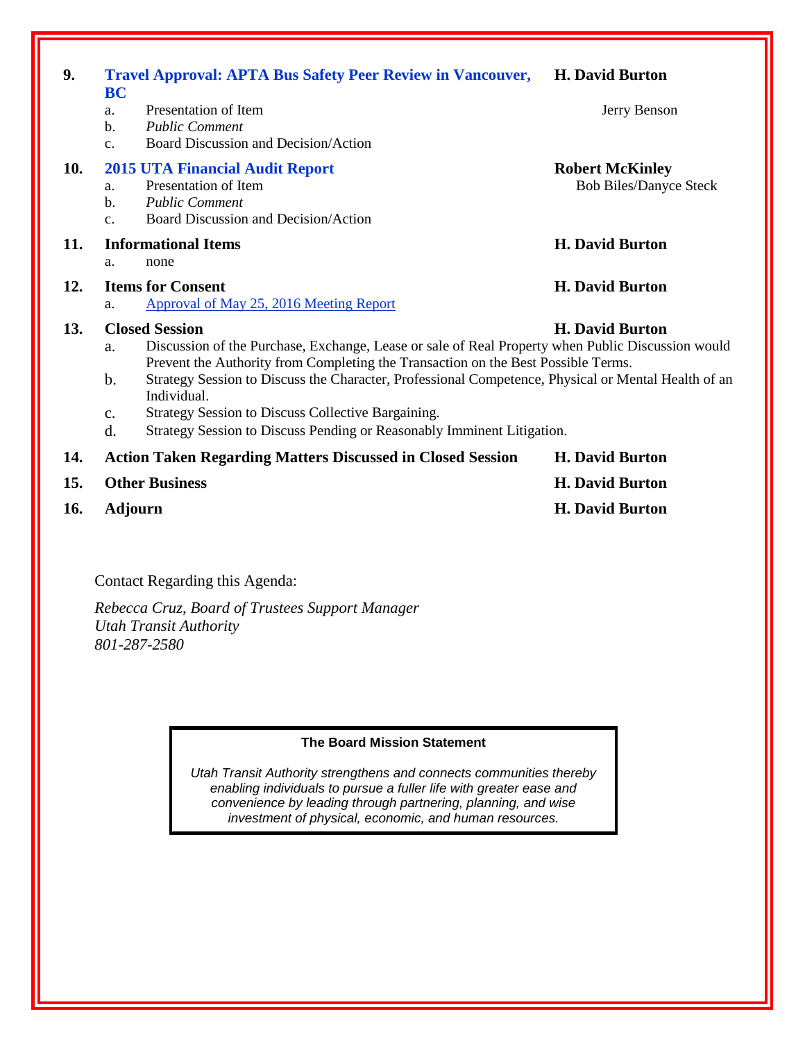**9. Travel Approval: APTA Bus Safety Peer Review in Vancouver, BC** — **H. David Burton**

a. Presentation of Item — Jerry Benson
b. *Public Comment*
c. Board Discussion and Decision/Action

**10. 2015 UTA Financial Audit Report** — **Robert McKinley**

a. Presentation of Item — Bob Biles/Danyce Steck
b. *Public Comment*
c. Board Discussion and Decision/Action

**11. Informational Items** — **H. David Burton**

a. none

**12. Items for Consent** — **H. David Burton**

a. Approval of May 25, 2016 Meeting Report

**13. Closed Session** — **H. David Burton**

a. Discussion of the Purchase, Exchange, Lease or sale of Real Property when Public Discussion would Prevent the Authority from Completing the Transaction on the Best Possible Terms.
b. Strategy Session to Discuss the Character, Professional Competence, Physical or Mental Health of an Individual.
c. Strategy Session to Discuss Collective Bargaining.
d. Strategy Session to Discuss Pending or Reasonably Imminent Litigation.

**14. Action Taken Regarding Matters Discussed in Closed Session** — **H. David Burton**

**15. Other Business** — **H. David Burton**

**16. Adjourn** — **H. David Burton**

Contact Regarding this Agenda:

*Rebecca Cruz, Board of Trustees Support Manager*
*Utah Transit Authority*
*801-287-2580*

**The Board Mission Statement**

*Utah Transit Authority strengthens and connects communities thereby enabling individuals to pursue a fuller life with greater ease and convenience by leading through partnering, planning, and wise investment of physical, economic, and human resources.*